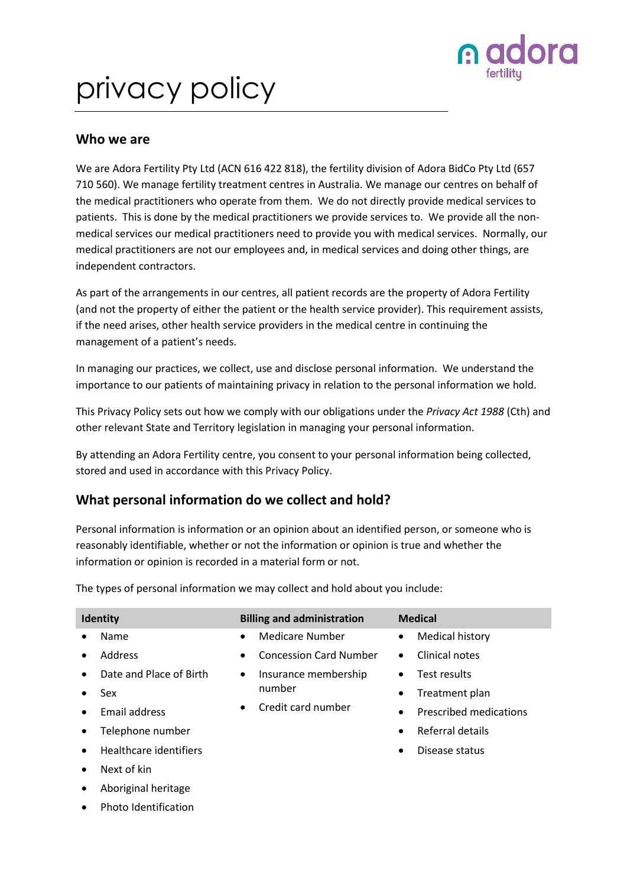# privacy policy

## Who we are

We are Adora Fertility Pty Ltd (ACN 616 422 818), the fertility division of Adora BidCo Pty Ltd (657 710 560). We manage fertility treatment centres in Australia. We manage our centres on behalf of the medical practitioners who operate from them. We do not directly provide medical services to patients. This is done by the medical practitioners we provide services to. We provide all the non-medical services our medical practitioners need to provide you with medical services. Normally, our medical practitioners are not our employees and, in medical services and doing other things, are independent contractors.

As part of the arrangements in our centres, all patient records are the property of Adora Fertility (and not the property of either the patient or the health service provider). This requirement assists, if the need arises, other health service providers in the medical centre in continuing the management of a patient's needs.

In managing our practices, we collect, use and disclose personal information. We understand the importance to our patients of maintaining privacy in relation to the personal information we hold.

This Privacy Policy sets out how we comply with our obligations under the *Privacy Act 1988* (Cth) and other relevant State and Territory legislation in managing your personal information.

By attending an Adora Fertility centre, you consent to your personal information being collected, stored and used in accordance with this Privacy Policy.

## What personal information do we collect and hold?

Personal information is information or an opinion about an identified person, or someone who is reasonably identifiable, whether or not the information or opinion is true and whether the information or opinion is recorded in a material form or not.

The types of personal information we may collect and hold about you include:

| Identity | Billing and administration | Medical |
|---|---|---|
| • Name | • Medicare Number | • Medical history |
| • Address | • Concession Card Number | • Clinical notes |
| • Date and Place of Birth | • Insurance membership number | • Test results |
| • Sex | • Credit card number | • Treatment plan |
| • Email address | | • Prescribed medications |
| • Telephone number | | • Referral details |
| • Healthcare identifiers | | • Disease status |
| • Next of kin | | |
| • Aboriginal heritage | | |
| • Photo Identification | | |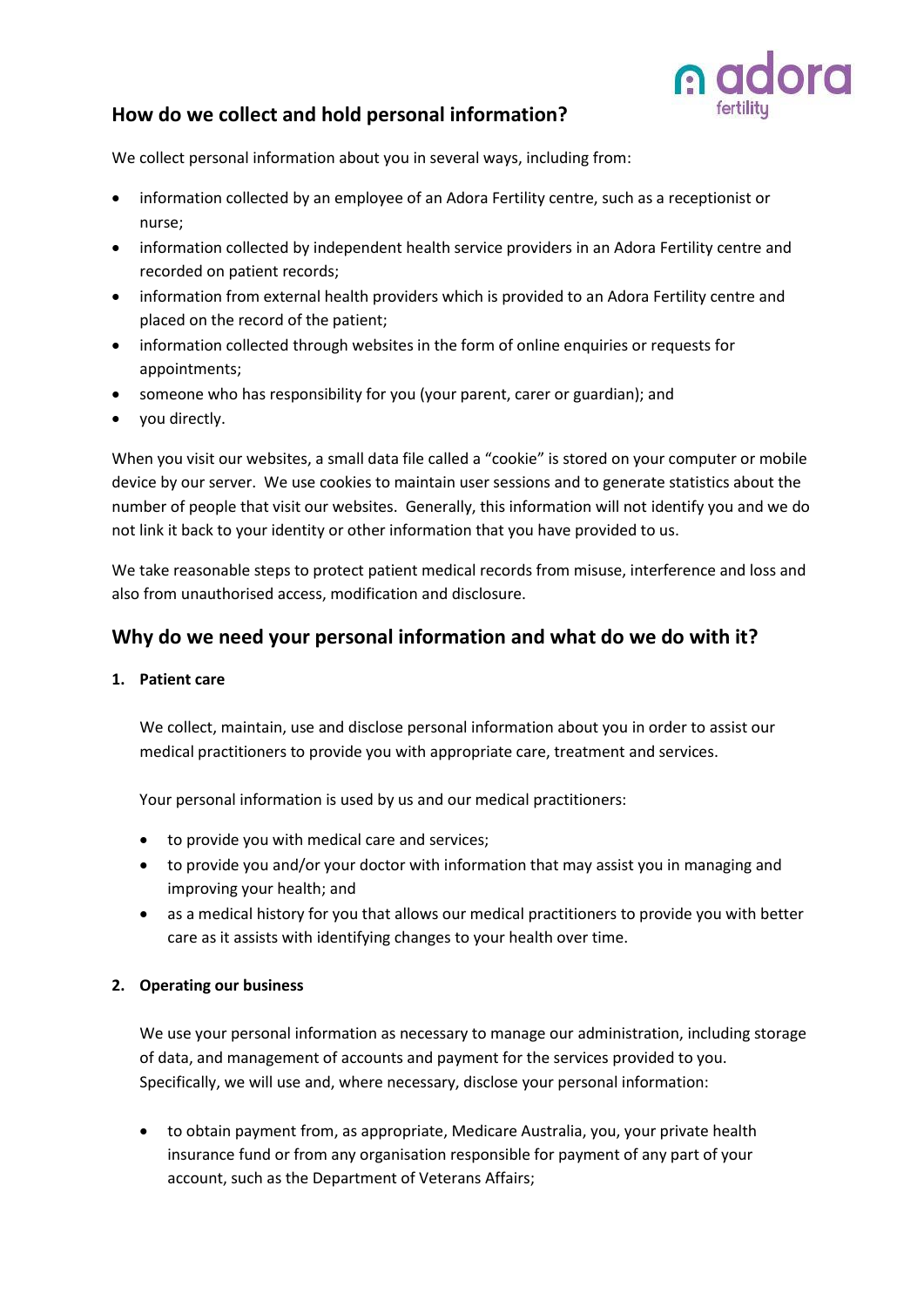## How do we collect and hold personal information?

We collect personal information about you in several ways, including from:

- information collected by an employee of an Adora Fertility centre, such as a receptionist or nurse;
- information collected by independent health service providers in an Adora Fertility centre and recorded on patient records;
- information from external health providers which is provided to an Adora Fertility centre and placed on the record of the patient;
- information collected through websites in the form of online enquiries or requests for appointments;
- someone who has responsibility for you (your parent, carer or guardian); and
- you directly.

When you visit our websites, a small data file called a "cookie" is stored on your computer or mobile device by our server. We use cookies to maintain user sessions and to generate statistics about the number of people that visit our websites. Generally, this information will not identify you and we do not link it back to your identity or other information that you have provided to us.

We take reasonable steps to protect patient medical records from misuse, interference and loss and also from unauthorised access, modification and disclosure.

## Why do we need your personal information and what do we do with it?

**1. Patient care**

We collect, maintain, use and disclose personal information about you in order to assist our medical practitioners to provide you with appropriate care, treatment and services.

Your personal information is used by us and our medical practitioners:

- to provide you with medical care and services;
- to provide you and/or your doctor with information that may assist you in managing and improving your health; and
- as a medical history for you that allows our medical practitioners to provide you with better care as it assists with identifying changes to your health over time.

**2. Operating our business**

We use your personal information as necessary to manage our administration, including storage of data, and management of accounts and payment for the services provided to you. Specifically, we will use and, where necessary, disclose your personal information:

- to obtain payment from, as appropriate, Medicare Australia, you, your private health insurance fund or from any organisation responsible for payment of any part of your account, such as the Department of Veterans Affairs;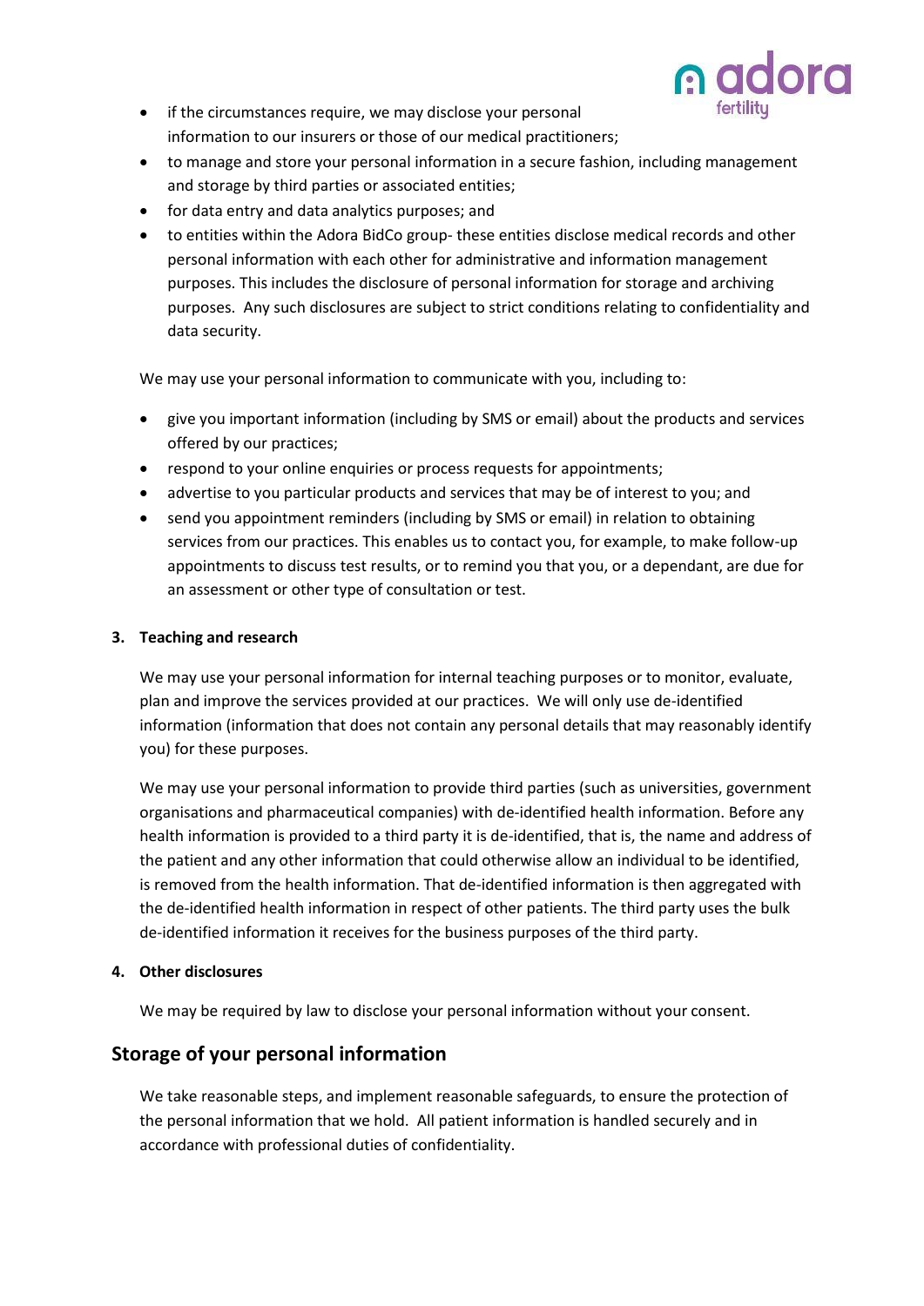- if the circumstances require, we may disclose your personal information to our insurers or those of our medical practitioners;
- to manage and store your personal information in a secure fashion, including management and storage by third parties or associated entities;
- for data entry and data analytics purposes; and
- to entities within the Adora BidCo group- these entities disclose medical records and other personal information with each other for administrative and information management purposes. This includes the disclosure of personal information for storage and archiving purposes. Any such disclosures are subject to strict conditions relating to confidentiality and data security.

We may use your personal information to communicate with you, including to:

- give you important information (including by SMS or email) about the products and services offered by our practices;
- respond to your online enquiries or process requests for appointments;
- advertise to you particular products and services that may be of interest to you; and
- send you appointment reminders (including by SMS or email) in relation to obtaining services from our practices. This enables us to contact you, for example, to make follow-up appointments to discuss test results, or to remind you that you, or a dependant, are due for an assessment or other type of consultation or test.

**3. Teaching and research**

We may use your personal information for internal teaching purposes or to monitor, evaluate, plan and improve the services provided at our practices. We will only use de-identified information (information that does not contain any personal details that may reasonably identify you) for these purposes.

We may use your personal information to provide third parties (such as universities, government organisations and pharmaceutical companies) with de-identified health information. Before any health information is provided to a third party it is de-identified, that is, the name and address of the patient and any other information that could otherwise allow an individual to be identified, is removed from the health information. That de-identified information is then aggregated with the de-identified health information in respect of other patients. The third party uses the bulk de-identified information it receives for the business purposes of the third party.

**4. Other disclosures**

We may be required by law to disclose your personal information without your consent.

## Storage of your personal information

We take reasonable steps, and implement reasonable safeguards, to ensure the protection of the personal information that we hold. All patient information is handled securely and in accordance with professional duties of confidentiality.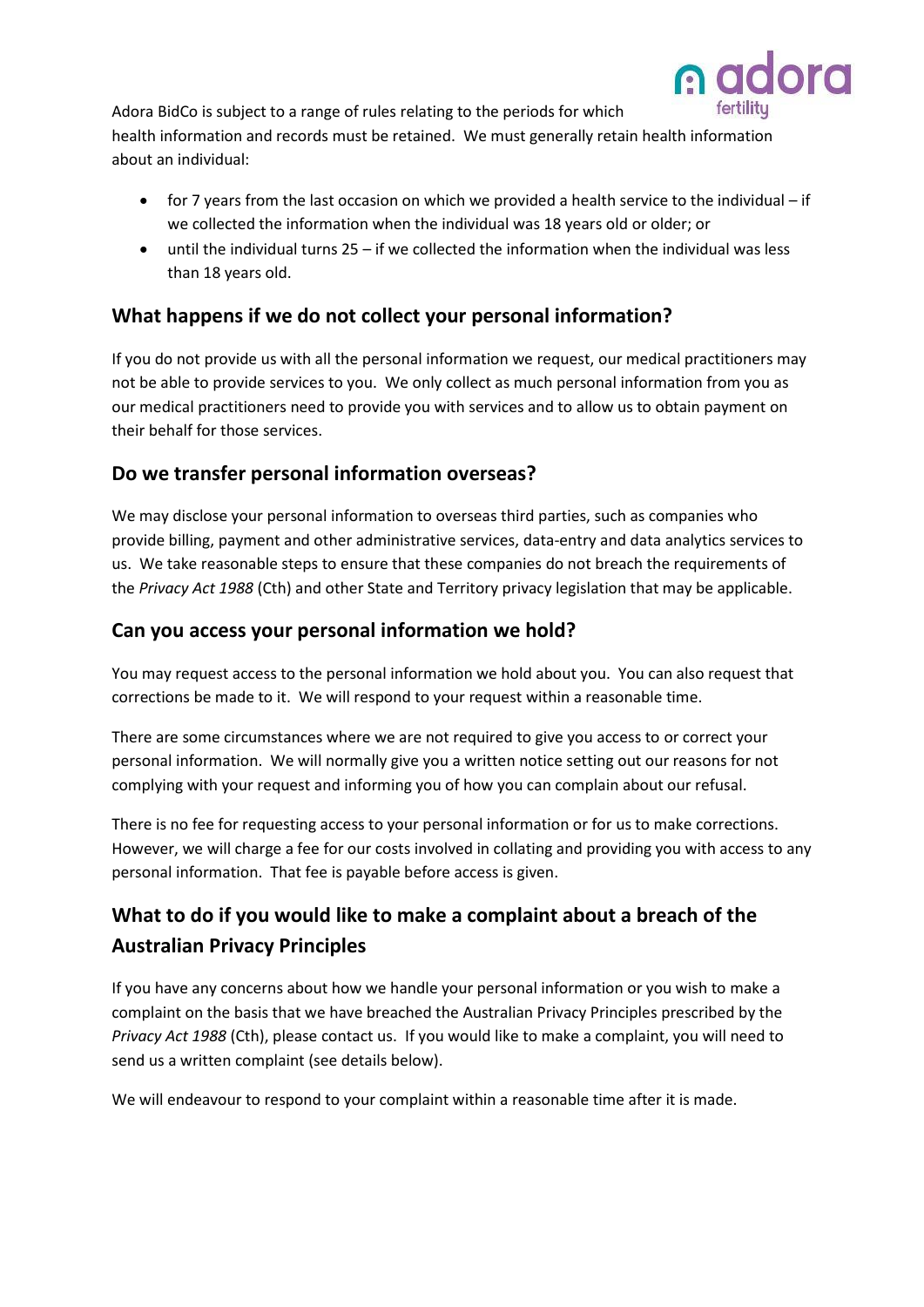Adora BidCo is subject to a range of rules relating to the periods for which health information and records must be retained. We must generally retain health information about an individual:

- for 7 years from the last occasion on which we provided a health service to the individual – if we collected the information when the individual was 18 years old or older; or
- until the individual turns 25 – if we collected the information when the individual was less than 18 years old.

## What happens if we do not collect your personal information?

If you do not provide us with all the personal information we request, our medical practitioners may not be able to provide services to you. We only collect as much personal information from you as our medical practitioners need to provide you with services and to allow us to obtain payment on their behalf for those services.

## Do we transfer personal information overseas?

We may disclose your personal information to overseas third parties, such as companies who provide billing, payment and other administrative services, data-entry and data analytics services to us. We take reasonable steps to ensure that these companies do not breach the requirements of the *Privacy Act 1988* (Cth) and other State and Territory privacy legislation that may be applicable.

## Can you access your personal information we hold?

You may request access to the personal information we hold about you. You can also request that corrections be made to it. We will respond to your request within a reasonable time.

There are some circumstances where we are not required to give you access to or correct your personal information. We will normally give you a written notice setting out our reasons for not complying with your request and informing you of how you can complain about our refusal.

There is no fee for requesting access to your personal information or for us to make corrections. However, we will charge a fee for our costs involved in collating and providing you with access to any personal information. That fee is payable before access is given.

## What to do if you would like to make a complaint about a breach of the Australian Privacy Principles

If you have any concerns about how we handle your personal information or you wish to make a complaint on the basis that we have breached the Australian Privacy Principles prescribed by the *Privacy Act 1988* (Cth), please contact us. If you would like to make a complaint, you will need to send us a written complaint (see details below).

We will endeavour to respond to your complaint within a reasonable time after it is made.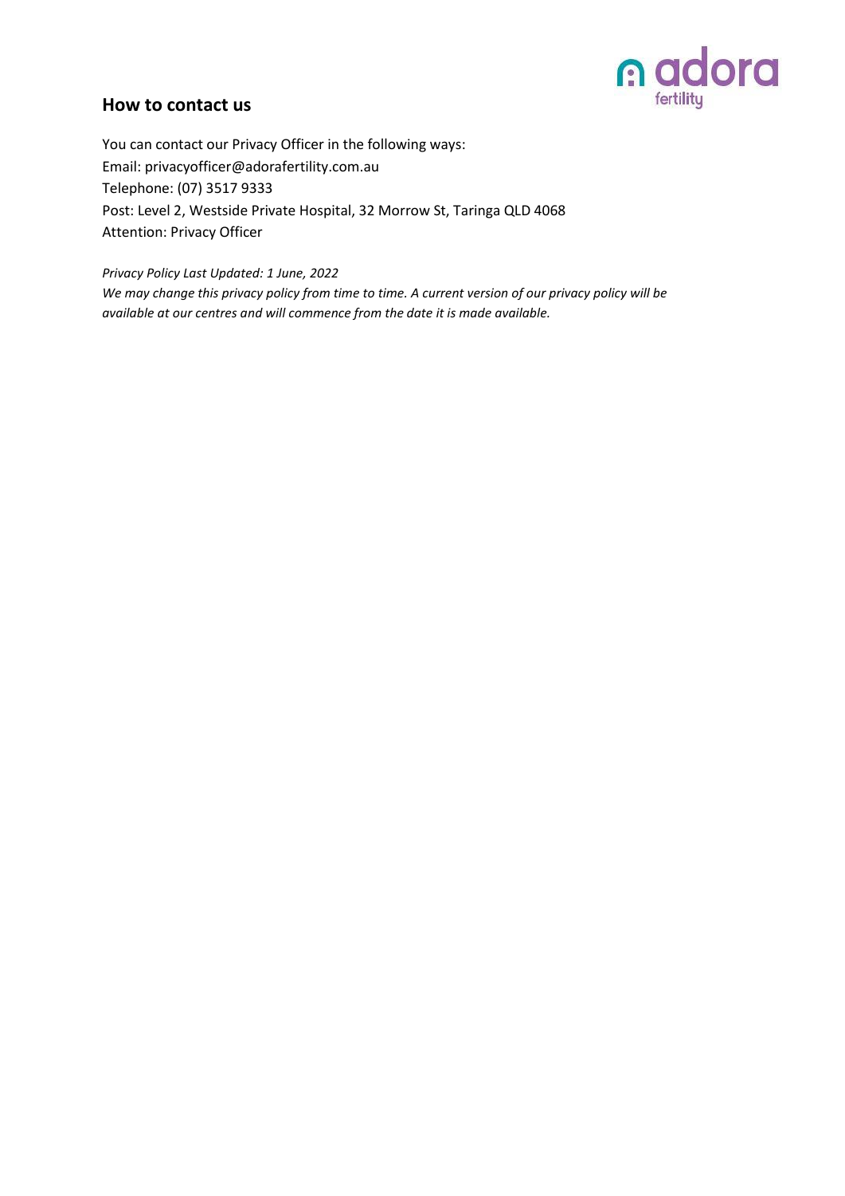## How to contact us

You can contact our Privacy Officer in the following ways:
Email: privacyofficer@adorafertility.com.au
Telephone: (07) 3517 9333
Post: Level 2, Westside Private Hospital, 32 Morrow St, Taringa QLD 4068
Attention: Privacy Officer

*Privacy Policy Last Updated: 1 June, 2022*
*We may change this privacy policy from time to time. A current version of our privacy policy will be available at our centres and will commence from the date it is made available.*